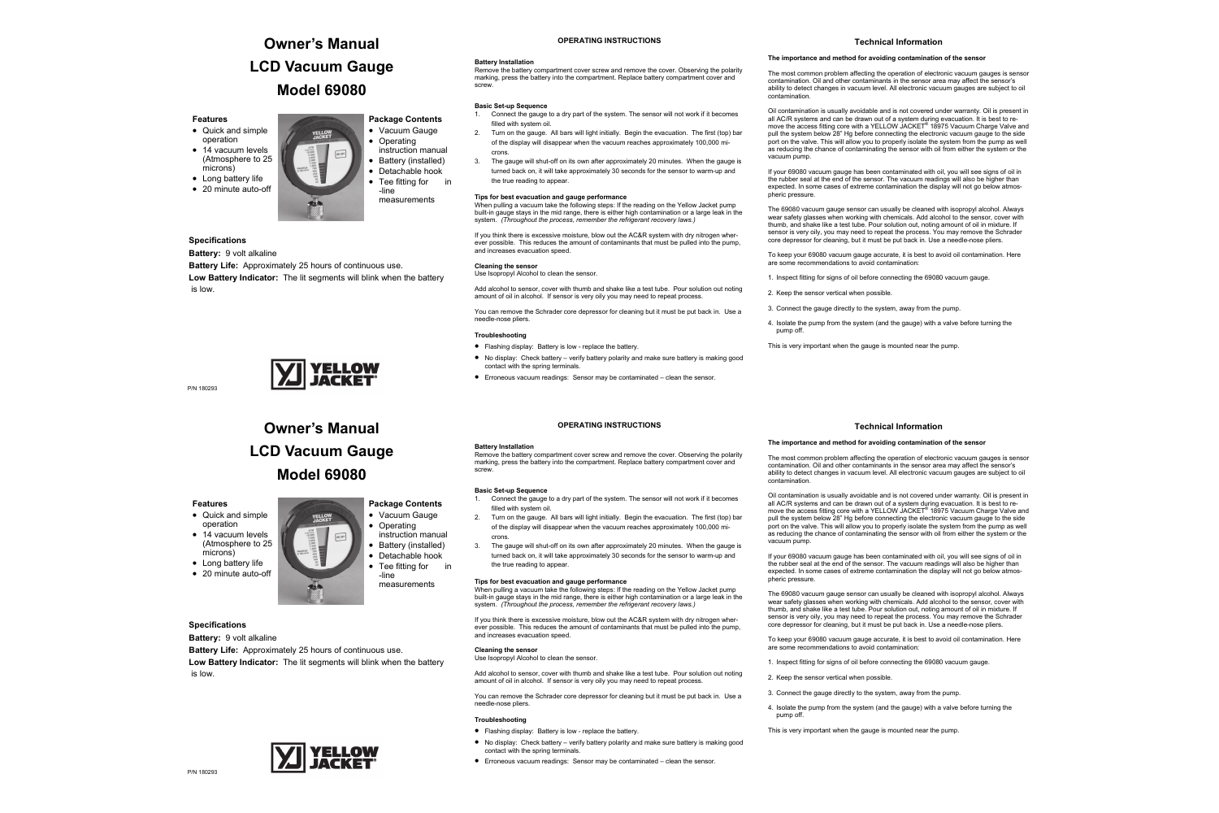# Owner's Manual

# LCD Vacuum Gauge

# Model 69080

### Features

- Quick and simple operation
- 14 vacuum levels (Atmosphere to 25 microns)
- Long battery life
- 20 minute auto-off

### Package Contents

- Vacuum Gauge
- Operating instruction manual
- Battery (installed)
- Detachable hook
- Tee fitting for in-line measurements

### Specifications

**Battery:** 9 volt alkaline

**Battery Life:** Approximately 25 hours of continuous use.

**Low Battery Indicator:** The lit segments will blink when the battery is low.

P/N 180293

## OPERATING INSTRUCTIONS

**Battery Installation**

Remove the battery compartment cover screw and remove the cover. Observing the polarity marking, press the battery into the compartment. Replace battery compartment cover and screw.

**Basic Set-up Sequence**

1. Connect the gauge to a dry part of the system. The sensor will not work if it becomes filled with system oil.
2. Turn on the gauge. All bars will light initially. Begin the evacuation. The first (top) bar of the display will disappear when the vacuum reaches approximately 100,000 microns.
3. The gauge will shut-off on its own after approximately 20 minutes. When the gauge is turned back on, it will take approximately 30 seconds for the sensor to warm-up and the true reading to appear.

**Tips for best evacuation and gauge performance**

When pulling a vacuum take the following steps: If the reading on the Yellow Jacket pump built-in gauge stays in the mid range, there is either high contamination or a large leak in the system. *(Throughout the process, remember the refrigerant recovery laws.)*

If you think there is excessive moisture, blow out the AC&R system with dry nitrogen wherever possible. This reduces the amount of contaminants that must be pulled into the pump, and increases evacuation speed.

**Cleaning the sensor**

Use Isopropyl Alcohol to clean the sensor.

Add alcohol to sensor, cover with thumb and shake like a test tube. Pour solution out noting amount of oil in alcohol. If sensor is very oily you may need to repeat process.

You can remove the Schrader core depressor for cleaning but it must be put back in. Use a needle-nose pliers.

**Troubleshooting**

- Flashing display: Battery is low - replace the battery.
- No display: Check battery – verify battery polarity and make sure battery is making good contact with the spring terminals.
- Erroneous vacuum readings: Sensor may be contaminated – clean the sensor.

## Technical Information

**The importance and method for avoiding contamination of the sensor**

The most common problem affecting the operation of electronic vacuum gauges is sensor contamination. Oil and other contaminants in the sensor area may affect the sensor's ability to detect changes in vacuum level. All electronic vacuum gauges are subject to oil contamination.

Oil contamination is usually avoidable and is not covered under warranty. Oil is present in all AC/R systems and can be drawn out of a system during evacuation. It is best to remove the access fitting core with a YELLOW JACKET® 18975 Vacuum Charge Valve and pull the system below 28" Hg before connecting the electronic vacuum gauge to the side port on the valve. This will allow you to properly isolate the system from the pump as well as reducing the chance of contaminating the sensor with oil from either the system or the vacuum pump.

If your 69080 vacuum gauge has been contaminated with oil, you will see signs of oil in the rubber seal at the end of the sensor. The vacuum readings will also be higher than expected. In some cases of extreme contamination the display will not go below atmospheric pressure.

The 69080 vacuum gauge sensor can usually be cleaned with isopropyl alcohol. Always wear safety glasses when working with chemicals. Add alcohol to the sensor, cover with thumb, and shake like a test tube. Pour solution out, noting amount of oil in mixture. If sensor is very oily, you may need to repeat the process. You may remove the Schrader core depressor for cleaning, but it must be put back in. Use a needle-nose pliers.

To keep your 69080 vacuum gauge accurate, it is best to avoid oil contamination. Here are some recommendations to avoid contamination:

1. Inspect fitting for signs of oil before connecting the 69080 vacuum gauge.
2. Keep the sensor vertical when possible.
3. Connect the gauge directly to the system, away from the pump.
4. Isolate the pump from the system (and the gauge) with a valve before turning the pump off.

This is very important when the gauge is mounted near the pump.

# Owner's Manual

# LCD Vacuum Gauge

# Model 69080

### Features

- Quick and simple operation
- 14 vacuum levels (Atmosphere to 25 microns)
- Long battery life
- 20 minute auto-off

### Package Contents

- Vacuum Gauge
- Operating instruction manual
- Battery (installed)
- Detachable hook
- Tee fitting for in-line measurements

### Specifications

**Battery:** 9 volt alkaline

**Battery Life:** Approximately 25 hours of continuous use.

**Low Battery Indicator:** The lit segments will blink when the battery is low.

P/N 180293

## OPERATING INSTRUCTIONS

**Battery Installation**

Remove the battery compartment cover screw and remove the cover. Observing the polarity marking, press the battery into the compartment. Replace battery compartment cover and screw.

**Basic Set-up Sequence**

1. Connect the gauge to a dry part of the system. The sensor will not work if it becomes filled with system oil.
2. Turn on the gauge. All bars will light initially. Begin the evacuation. The first (top) bar of the display will disappear when the vacuum reaches approximately 100,000 microns.
3. The gauge will shut-off on its own after approximately 20 minutes. When the gauge is turned back on, it will take approximately 30 seconds for the sensor to warm-up and the true reading to appear.

**Tips for best evacuation and gauge performance**

When pulling a vacuum take the following steps: If the reading on the Yellow Jacket pump built-in gauge stays in the mid range, there is either high contamination or a large leak in the system. *(Throughout the process, remember the refrigerant recovery laws.)*

If you think there is excessive moisture, blow out the AC&R system with dry nitrogen wherever possible. This reduces the amount of contaminants that must be pulled into the pump, and increases evacuation speed.

**Cleaning the sensor**

Use Isopropyl Alcohol to clean the sensor.

Add alcohol to sensor, cover with thumb and shake like a test tube. Pour solution out noting amount of oil in alcohol. If sensor is very oily you may need to repeat process.

You can remove the Schrader core depressor for cleaning but it must be put back in. Use a needle-nose pliers.

**Troubleshooting**

- Flashing display: Battery is low - replace the battery.
- No display: Check battery – verify battery polarity and make sure battery is making good contact with the spring terminals.
- Erroneous vacuum readings: Sensor may be contaminated – clean the sensor.

## Technical Information

**The importance and method for avoiding contamination of the sensor**

The most common problem affecting the operation of electronic vacuum gauges is sensor contamination. Oil and other contaminants in the sensor area may affect the sensor's ability to detect changes in vacuum level. All electronic vacuum gauges are subject to oil contamination.

Oil contamination is usually avoidable and is not covered under warranty. Oil is present in all AC/R systems and can be drawn out of a system during evacuation. It is best to remove the access fitting core with a YELLOW JACKET® 18975 Vacuum Charge Valve and pull the system below 28" Hg before connecting the electronic vacuum gauge to the side port on the valve. This will allow you to properly isolate the system from the pump as well as reducing the chance of contaminating the sensor with oil from either the system or the vacuum pump.

If your 69080 vacuum gauge has been contaminated with oil, you will see signs of oil in the rubber seal at the end of the sensor. The vacuum readings will also be higher than expected. In some cases of extreme contamination the display will not go below atmospheric pressure.

The 69080 vacuum gauge sensor can usually be cleaned with isopropyl alcohol. Always wear safety glasses when working with chemicals. Add alcohol to the sensor, cover with thumb, and shake like a test tube. Pour solution out, noting amount of oil in mixture. If sensor is very oily, you may need to repeat the process. You may remove the Schrader core depressor for cleaning, but it must be put back in. Use a needle-nose pliers.

To keep your 69080 vacuum gauge accurate, it is best to avoid oil contamination. Here are some recommendations to avoid contamination:

1. Inspect fitting for signs of oil before connecting the 69080 vacuum gauge.
2. Keep the sensor vertical when possible.
3. Connect the gauge directly to the system, away from the pump.
4. Isolate the pump from the system (and the gauge) with a valve before turning the pump off.

This is very important when the gauge is mounted near the pump.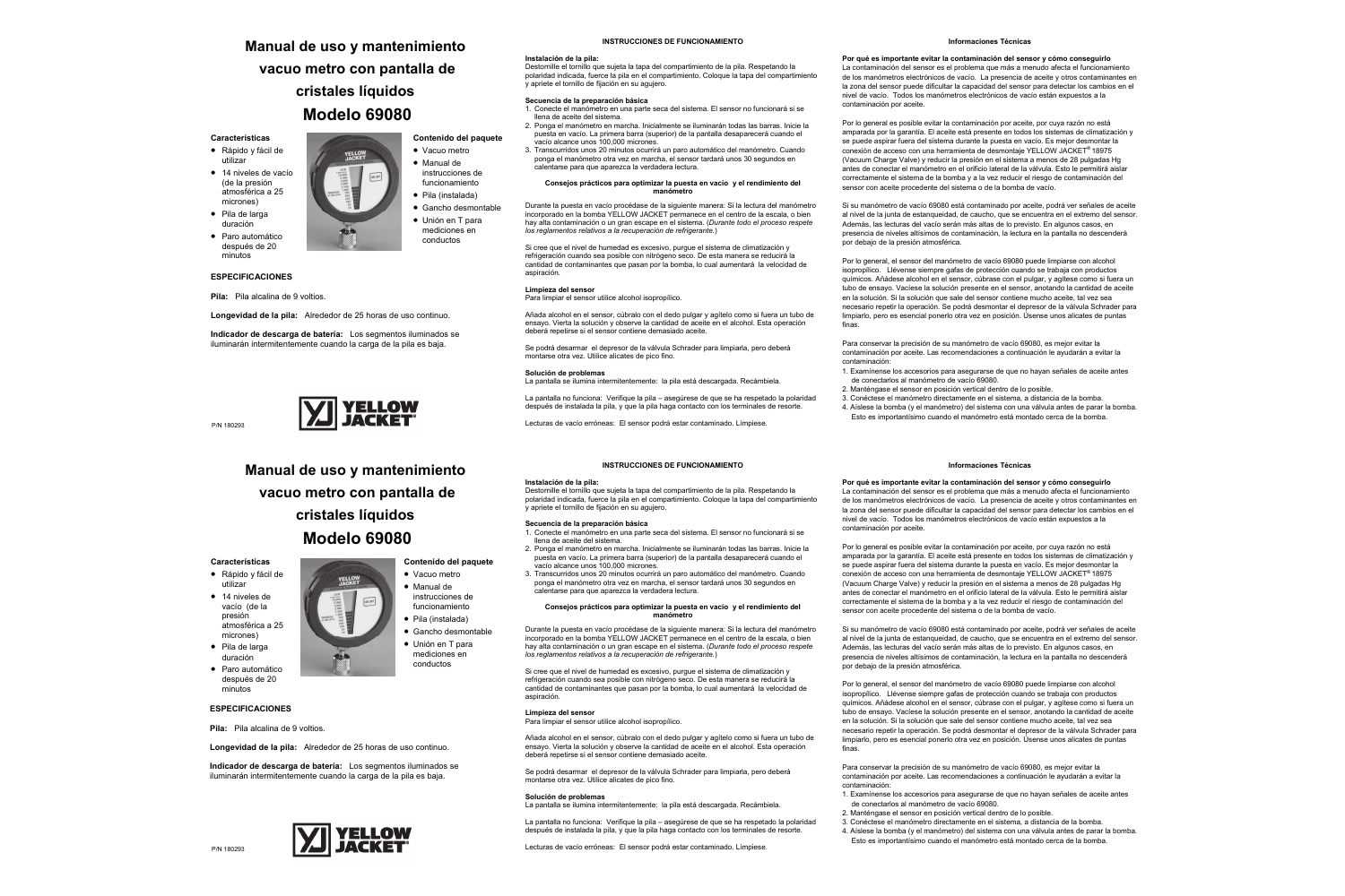# Manual de uso y mantenimiento vacuo metro con pantalla de cristales líquidos

# Modelo 69080

**Características**

- Rápido y fácil de utilizar
- 14 niveles de vacío (de la presión atmosférica a 25 micrones)
- Pila de larga duración
- Paro automático después de 20 minutos

**Contenido del paquete**

- Vacuo metro
- Manual de instrucciones de funcionamiento
- Pila (instalada)
- Gancho desmontable
- Unión en T para mediciones en conductos

**ESPECIFICACIONES**

**Pila:** Pila alcalina de 9 voltios.

**Longevidad de la pila:** Alrededor de 25 horas de uso continuo.

**Indicador de descarga de batería:** Los segmentos iluminados se iluminarán intermitentemente cuando la carga de la pila es baja.

P/N 180293

**INSTRUCCIONES DE FUNCIONAMIENTO**

**Instalación de la pila:**
Destornille el tornillo que sujeta la tapa del compartimiento de la pila. Respetando la polaridad indicada, fuerce la pila en el compartimiento. Coloque la tapa del compartimiento y apriete el tornillo de fijación en su agujero.

**Secuencia de la preparación básica**

1. Conecte el manómetro en una parte seca del sistema. El sensor no funcionará si se llena de aceite del sistema.
2. Ponga el manómetro en marcha. Inicialmente se iluminarán todas las barras. Inicie la puesta en vacío. La primera barra (superior) de la pantalla desaparecerá cuando el vacío alcance unos 100,000 micrones.
3. Transcurridos unos 20 minutos ocurrirá un paro automático del manómetro. Cuando ponga el manómetro otra vez en marcha, el sensor tardará unos 30 segundos en calentarse para que aparezca la verdadera lectura.

**Consejos prácticos para optimizar la puesta en vacío y el rendimiento del manómetro**

Durante la puesta en vacío procédase de la siguiente manera: Si la lectura del manómetro incorporado en la bomba YELLOW JACKET permanece en el centro de la escala, o bien hay alta contaminación o un gran escape en el sistema. (*Durante todo el proceso respete los reglamentos relativos a la recuperación de refrigerante.*)

Si cree que el nivel de humedad es excesivo, purgue el sistema de climatización y refrigeración cuando sea posible con nitrógeno seco. De esta manera se reducirá la cantidad de contaminantes que pasan por la bomba, lo cual aumentará la velocidad de aspiración.

**Limpieza del sensor**
Para limpiar el sensor utilice alcohol isopropílico.

Añada alcohol en el sensor, cúbralo con el dedo pulgar y agítelo como si fuera un tubo de ensayo. Vierta la solución y observe la cantidad de aceite en el alcohol. Esta operación deberá repetirse si el sensor contiene demasiado aceite.

Se podrá desarmar el depresor de la válvula Schrader para limpiarla, pero deberá montarse otra vez. Utilice alicates de pico fino.

**Solución de problemas**
La pantalla se ilumina intermitentemente: la pila está descargada. Recámbiela.

La pantalla no funciona: Verifique la pila – asegúrese de que se ha respetado la polaridad después de instalada la pila, y que la pila haga contacto con los terminales de resorte.

Lecturas de vacío erróneas: El sensor podrá estar contaminado. Limpiese.

**Informaciones Técnicas**

**Por qué es importante evitar la contaminación del sensor y cómo conseguirlo**
La contaminación del sensor es el problema que más a menudo afecta el funcionamiento de los manómetros electrónicos de vacío. La presencia de aceite y otros contaminantes en la zona del sensor puede dificultar la capacidad del sensor para detectar los cambios en el nivel de vacío. Todos los manómetros electrónicos de vacío están expuestos a la contaminación por aceite.

Por lo general es posible evitar la contaminación por aceite, por cuya razón no está amparada por la garantía. El aceite está presente en todos los sistemas de climatización y se puede aspirar fuera del sistema durante la puesta en vacío. Es mejor desmontar la conexión de acceso con una herramienta de desmontaje YELLOW JACKET® 18975 (Vacuum Charge Valve) y reducir la presión en el sistema a menos de 28 pulgadas Hg antes de conectar el manómetro en el orificio lateral de la válvula. Esto le permitirá aislar correctamente el sistema de la bomba y a la vez reducir el riesgo de contaminación del sensor con aceite procedente del sistema o de la bomba de vacío.

Si su manómetro de vacío 69080 está contaminado por aceite, podrá ver señales de aceite al nivel de la junta de estanqueidad, de caucho, que se encuentra en el extremo del sensor. Además, las lecturas del vacío serán más altas de lo previsto. En algunos casos, en presencia de niveles altísimos de contaminación, la lectura en la pantalla no descenderá por debajo de la presión atmosférica.

Por lo general, el sensor del manómetro de vacío 69080 puede limpiarse con alcohol isopropílico. Llévense siempre gafas de protección cuando se trabaja con productos químicos. Añádese alcohol en el sensor, cúbrase con el pulgar, y agítese como si fuera un tubo de ensayo. Vacíese la solución presente en el sensor, anotando la cantidad de aceite en la solución. Si la solución que sale del sensor contiene mucho aceite, tal vez sea necesario repetir la operación. Se podrá desmontar el depresor de la válvula Schrader para limpiarlo, pero es esencial ponerlo otra vez en posición. Úsense unos alicates de puntas finas.

Para conservar la precisión de su manómetro de vacío 69080, es mejor evitar la contaminación por aceite. Las recomendaciones a continuación le ayudarán a evitar la contaminación:

1. Examínense los accesorios para asegurarse de que no hayan señales de aceite antes de conectarlos al manómetro de vacío 69080.
2. Manténgase el sensor en posición vertical dentro de lo posible.
3. Conéctese el manómetro directamente en el sistema, a distancia de la bomba.
4. Aíslese la bomba (y el manómetro) del sistema con una válvula antes de parar la bomba. Esto es importantísimo cuando el manómetro está montado cerca de la bomba.

# Manual de uso y mantenimiento vacuo metro con pantalla de cristales líquidos

# Modelo 69080

**Características**

- Rápido y fácil de utilizar
- 14 niveles de vacío (de la presión atmosférica a 25 micrones)
- Pila de larga duración
- Paro automático después de 20 minutos

**Contenido del paquete**

- Vacuo metro
- Manual de instrucciones de funcionamiento
- Pila (instalada)
- Gancho desmontable
- Unión en T para mediciones en conductos

**ESPECIFICACIONES**

**Pila:** Pila alcalina de 9 voltios.

**Longevidad de la pila:** Alrededor de 25 horas de uso continuo.

**Indicador de descarga de batería:** Los segmentos iluminados se iluminarán intermitentemente cuando la carga de la pila es baja.

P/N 180293

**INSTRUCCIONES DE FUNCIONAMIENTO**

**Instalación de la pila:**
Destornille el tornillo que sujeta la tapa del compartimiento de la pila. Respetando la polaridad indicada, fuerce la pila en el compartimiento. Coloque la tapa del compartimiento y apriete el tornillo de fijación en su agujero.

**Secuencia de la preparación básica**

1. Conecte el manómetro en una parte seca del sistema. El sensor no funcionará si se llena de aceite del sistema.
2. Ponga el manómetro en marcha. Inicialmente se iluminarán todas las barras. Inicie la puesta en vacío. La primera barra (superior) de la pantalla desaparecerá cuando el vacío alcance unos 100,000 micrones.
3. Transcurridos unos 20 minutos ocurrirá un paro automático del manómetro. Cuando ponga el manómetro otra vez en marcha, el sensor tardará unos 30 segundos en calentarse para que aparezca la verdadera lectura.

**Consejos prácticos para optimizar la puesta en vacío y el rendimiento del manómetro**

Durante la puesta en vacío procédase de la siguiente manera: Si la lectura del manómetro incorporado en la bomba YELLOW JACKET permanece en el centro de la escala, o bien hay alta contaminación o un gran escape en el sistema. (*Durante todo el proceso respete los reglamentos relativos a la recuperación de refrigerante.*)

Si cree que el nivel de humedad es excesivo, purgue el sistema de climatización y refrigeración cuando sea posible con nitrógeno seco. De esta manera se reducirá la cantidad de contaminantes que pasan por la bomba, lo cual aumentará la velocidad de aspiración.

**Limpieza del sensor**
Para limpiar el sensor utilice alcohol isopropílico.

Añada alcohol en el sensor, cúbralo con el dedo pulgar y agítelo como si fuera un tubo de ensayo. Vierta la solución y observe la cantidad de aceite en el alcohol. Esta operación deberá repetirse si el sensor contiene demasiado aceite.

Se podrá desarmar el depresor de la válvula Schrader para limpiarla, pero deberá montarse otra vez. Utilice alicates de pico fino.

**Solución de problemas**
La pantalla se ilumina intermitentemente: la pila está descargada. Recámbiela.

La pantalla no funciona: Verifique la pila – asegúrese de que se ha respetado la polaridad después de instalada la pila, y que la pila haga contacto con los terminales de resorte.

Lecturas de vacío erróneas: El sensor podrá estar contaminado. Limpiese.

**Informaciones Técnicas**

**Por qué es importante evitar la contaminación del sensor y cómo conseguirlo**
La contaminación del sensor es el problema que más a menudo afecta el funcionamiento de los manómetros electrónicos de vacío. La presencia de aceite y otros contaminantes en la zona del sensor puede dificultar la capacidad del sensor para detectar los cambios en el nivel de vacío. Todos los manómetros electrónicos de vacío están expuestos a la contaminación por aceite.

Por lo general es posible evitar la contaminación por aceite, por cuya razón no está amparada por la garantía. El aceite está presente en todos los sistemas de climatización y se puede aspirar fuera del sistema durante la puesta en vacío. Es mejor desmontar la conexión de acceso con una herramienta de desmontaje YELLOW JACKET® 18975 (Vacuum Charge Valve) y reducir la presión en el sistema a menos de 28 pulgadas Hg antes de conectar el manómetro en el orificio lateral de la válvula. Esto le permitirá aislar correctamente el sistema de la bomba y a la vez reducir el riesgo de contaminación del sensor con aceite procedente del sistema o de la bomba de vacío.

Si su manómetro de vacío 69080 está contaminado por aceite, podrá ver señales de aceite al nivel de la junta de estanqueidad, de caucho, que se encuentra en el extremo del sensor. Además, las lecturas del vacío serán más altas de lo previsto. En algunos casos, en presencia de niveles altísimos de contaminación, la lectura en la pantalla no descenderá por debajo de la presión atmosférica.

Por lo general, el sensor del manómetro de vacío 69080 puede limpiarse con alcohol isopropílico. Llévense siempre gafas de protección cuando se trabaja con productos químicos. Añádese alcohol en el sensor, cúbrase con el pulgar, y agítese como si fuera un tubo de ensayo. Vacíese la solución presente en el sensor, anotando la cantidad de aceite en la solución. Si la solución que sale del sensor contiene mucho aceite, tal vez sea necesario repetir la operación. Se podrá desmontar el depresor de la válvula Schrader para limpiarlo, pero es esencial ponerlo otra vez en posición. Úsense unos alicates de puntas finas.

Para conservar la precisión de su manómetro de vacío 69080, es mejor evitar la contaminación por aceite. Las recomendaciones a continuación le ayudarán a evitar la contaminación:

1. Examínense los accesorios para asegurarse de que no hayan señales de aceite antes de conectarlos al manómetro de vacío 69080.
2. Manténgase el sensor en posición vertical dentro de lo posible.
3. Conéctese el manómetro directamente en el sistema, a distancia de la bomba.
4. Aíslese la bomba (y el manómetro) del sistema con una válvula antes de parar la bomba. Esto es importantísimo cuando el manómetro está montado cerca de la bomba.